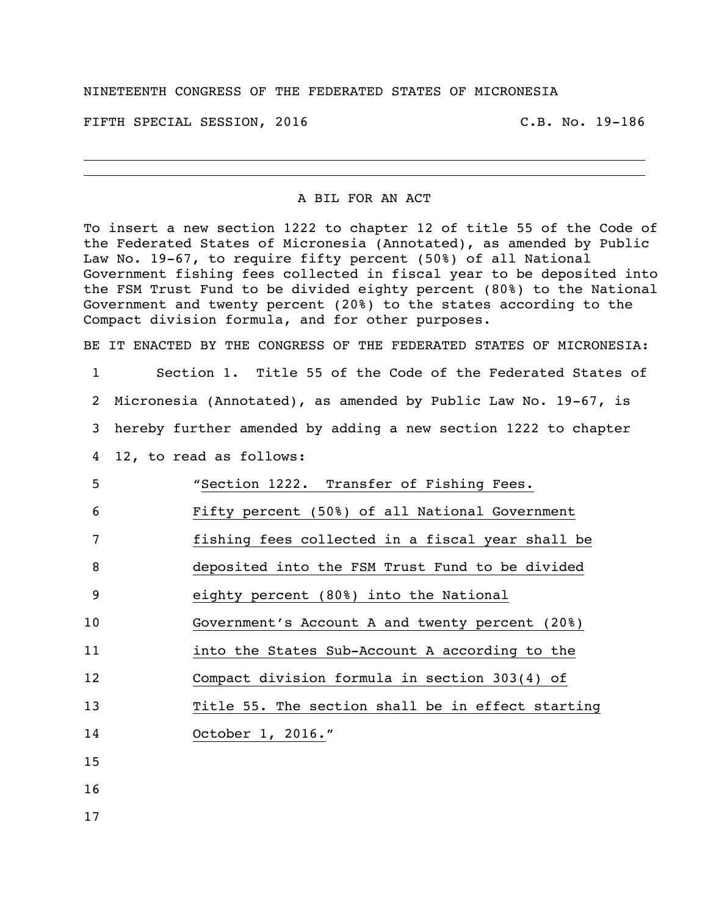NINETEENTH CONGRESS OF THE FEDERATED STATES OF MICRONESIA

FIFTH SPECIAL SESSION, 2016 C.B. No. 19-186

---

A BIL FOR AN ACT

To insert a new section 1222 to chapter 12 of title 55 of the Code of the Federated States of Micronesia (Annotated), as amended by Public Law No. 19-67, to require fifty percent (50%) of all National Government fishing fees collected in fiscal year to be deposited into the FSM Trust Fund to be divided eighty percent (80%) to the National Government and twenty percent (20%) to the states according to the Compact division formula, and for other purposes.

BE IT ENACTED BY THE CONGRESS OF THE FEDERATED STATES OF MICRONESIA:

1 Section 1. Title 55 of the Code of the Federated States of
2 Micronesia (Annotated), as amended by Public Law No. 19-67, is
3 hereby further amended by adding a new section 1222 to chapter
4 12, to read as follows:

5 "Section 1222. Transfer of Fishing Fees.
6 Fifty percent (50%) of all National Government
7 fishing fees collected in a fiscal year shall be
8 deposited into the FSM Trust Fund to be divided
9 eighty percent (80%) into the National
10 Government's Account A and twenty percent (20%)
11 into the States Sub-Account A according to the
12 Compact division formula in section 303(4) of
13 Title 55. The section shall be in effect starting
14 October 1, 2016."
15
16
17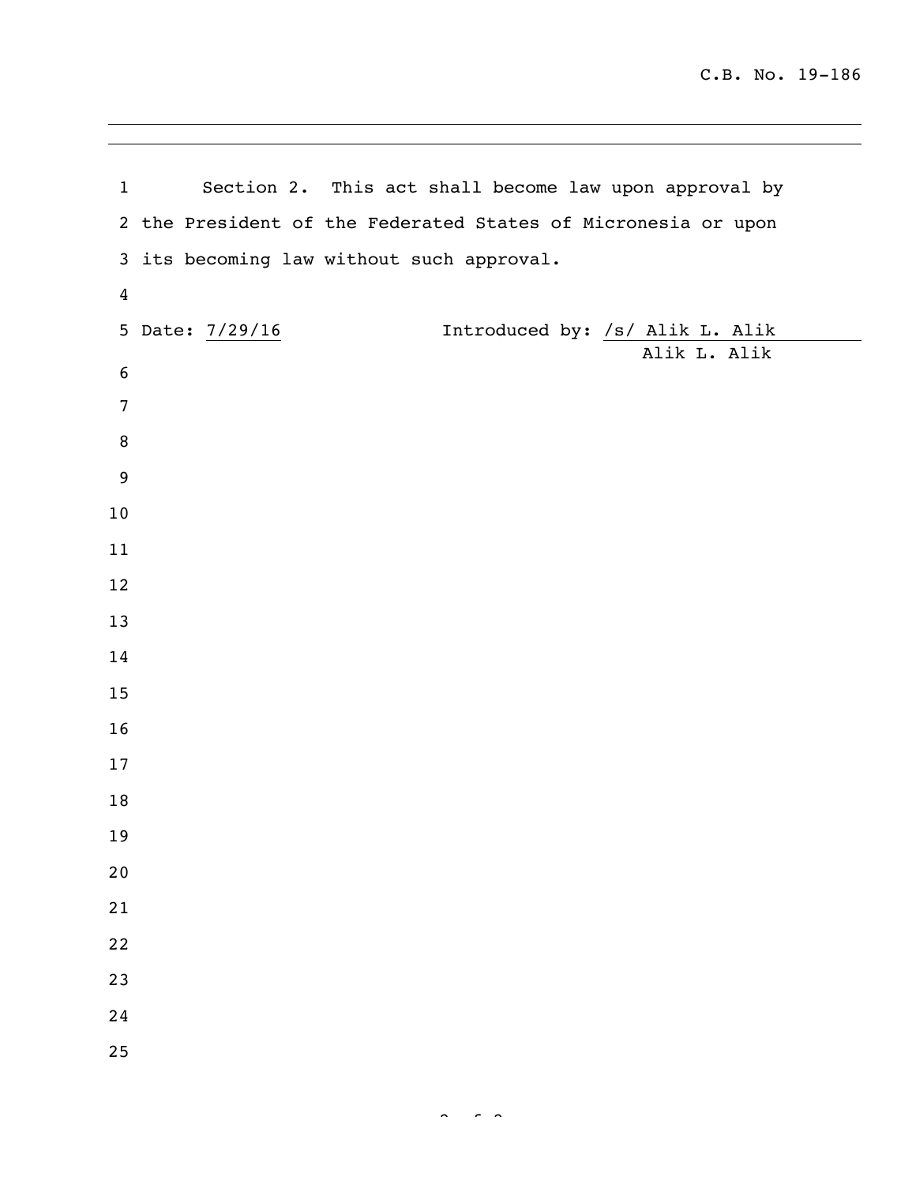Section 2. This act shall become law upon approval by the President of the Federated States of Micronesia or upon its becoming law without such approval.

Date: 7/29/16 Introduced by: /s/ Alik L. Alik
Alik L. Alik